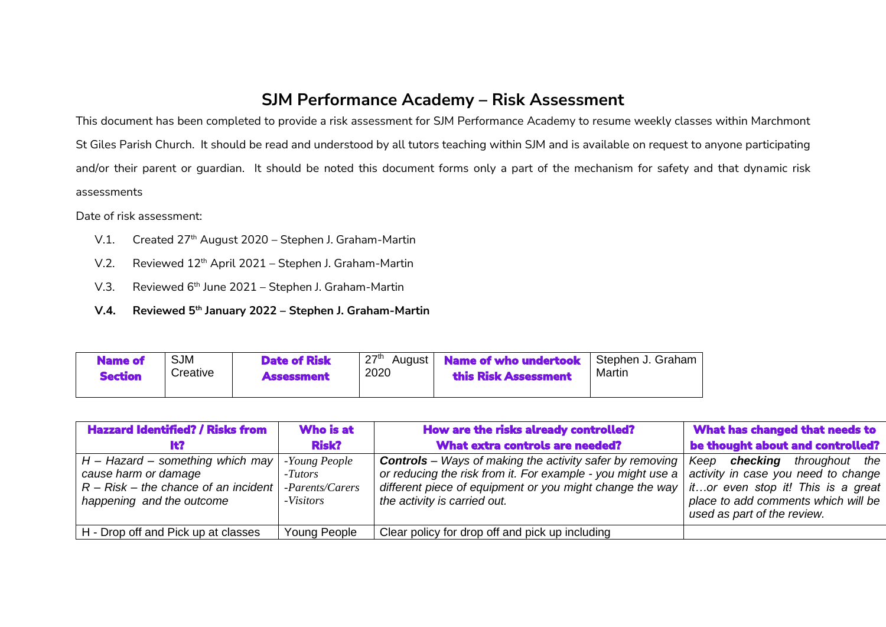# SJM Performance Academy – Risk Assessment

This document has been completed to provide a risk assessment for SJM Performance Academy to resume weekly classes within Marchmont St Giles Parish Church. It should be read and understood by all tutors teaching within SJM and is available on request to anyone participating and/or their parent or guardian. It should be noted this document forms only a part of the mechanism for safety and that dynamic risk assessments

Date of risk assessment:

- V.1. Created 27th August 2020 – Stephen J. Graham-Martin
- V.2. Reviewed 12th April 2021 – Stephen J. Graham-Martin
- V.3. Reviewed 6th June 2021 – Stephen J. Graham-Martin
- **V.4. Reviewed 5th January 2022 – Stephen J. Graham-Martin**

| **Name of Section** | SJM Creative | **Date of Risk Assessment** | 27th August 2020 | **Name of who undertook this Risk Assessment** | Stephen J. Graham Martin |
|---|---|---|---|---|---|

| **Hazzard Identified? / Risks from It?** | **Who is at Risk?** | **How are the risks already controlled? What extra controls are needed?** | **What has changed that needs to be thought about and controlled?** |
|---|---|---|---|
| *H – Hazard – something which may cause harm or damage*<br>*R – Risk – the chance of an incident happening and the outcome* | *-Young People*<br>*-Tutors*<br>*-Parents/Carers*<br>*-Visitors* | ***Controls** – Ways of making the activity safer by removing or reducing the risk from it. For example - you might use a different piece of equipment or you might change the way the activity is carried out.* | *Keep **checking** throughout the activity in case you need to change it…or even stop it! This is a great place to add comments which will be used as part of the review.* |
| H - Drop off and Pick up at classes | Young People | Clear policy for drop off and pick up including | |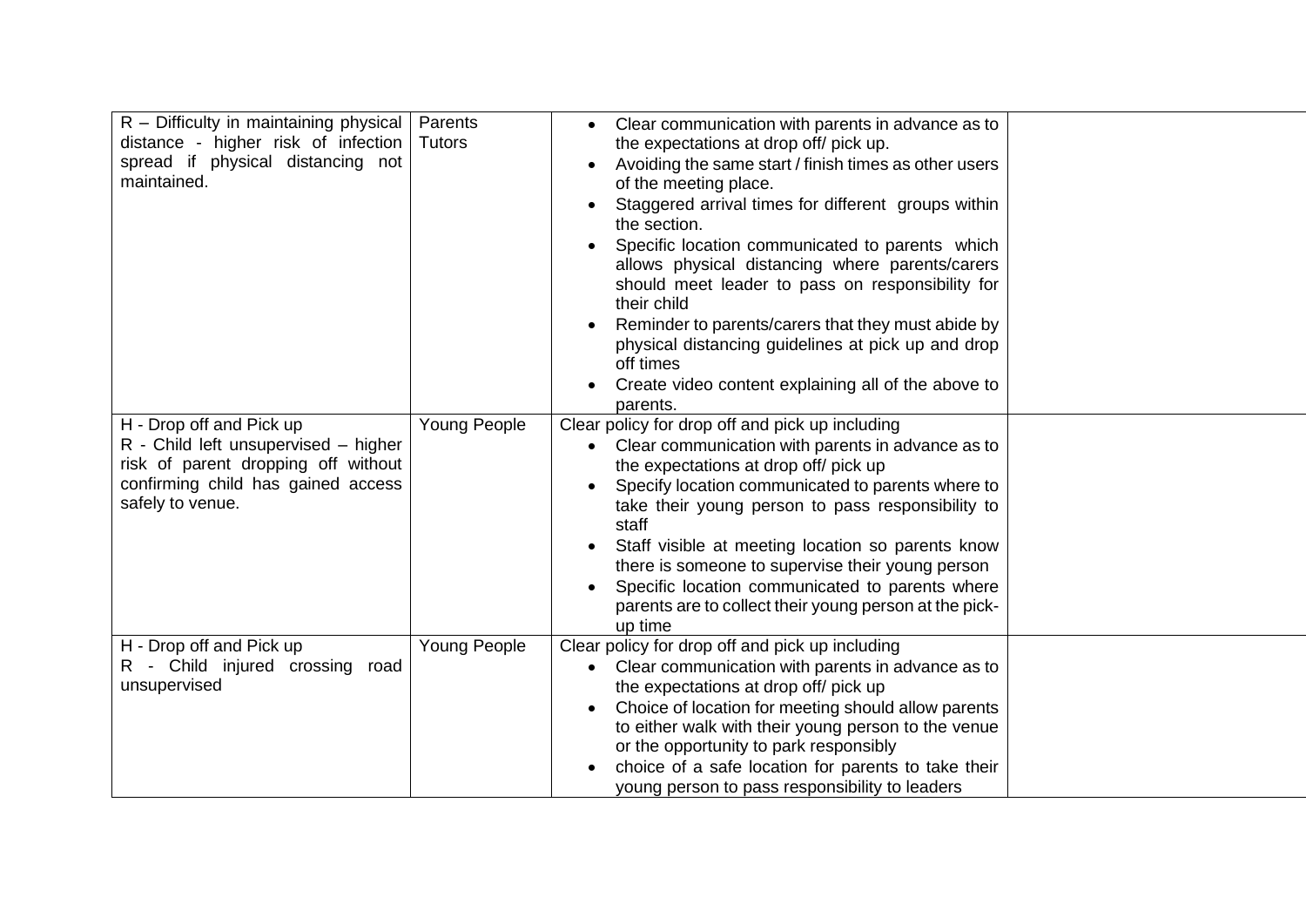| | | | |
|---|---|---|---|
| R – Difficulty in maintaining physical distance - higher risk of infection spread if physical distancing not maintained. | Parents<br>Tutors | • Clear communication with parents in advance as to the expectations at drop off/ pick up.<br>• Avoiding the same start / finish times as other users of the meeting place.<br>• Staggered arrival times for different groups within the section.<br>• Specific location communicated to parents which allows physical distancing where parents/carers should meet leader to pass on responsibility for their child<br>• Reminder to parents/carers that they must abide by physical distancing guidelines at pick up and drop off times<br>• Create video content explaining all of the above to parents. | |
| H - Drop off and Pick up<br>R - Child left unsupervised – higher risk of parent dropping off without confirming child has gained access safely to venue. | Young People | Clear policy for drop off and pick up including<br>• Clear communication with parents in advance as to the expectations at drop off/ pick up<br>• Specify location communicated to parents where to take their young person to pass responsibility to staff<br>• Staff visible at meeting location so parents know there is someone to supervise their young person<br>• Specific location communicated to parents where parents are to collect their young person at the pick-up time | |
| H - Drop off and Pick up<br>R - Child injured crossing road unsupervised | Young People | Clear policy for drop off and pick up including<br>• Clear communication with parents in advance as to the expectations at drop off/ pick up<br>• Choice of location for meeting should allow parents to either walk with their young person to the venue or the opportunity to park responsibly<br>• choice of a safe location for parents to take their young person to pass responsibility to leaders | |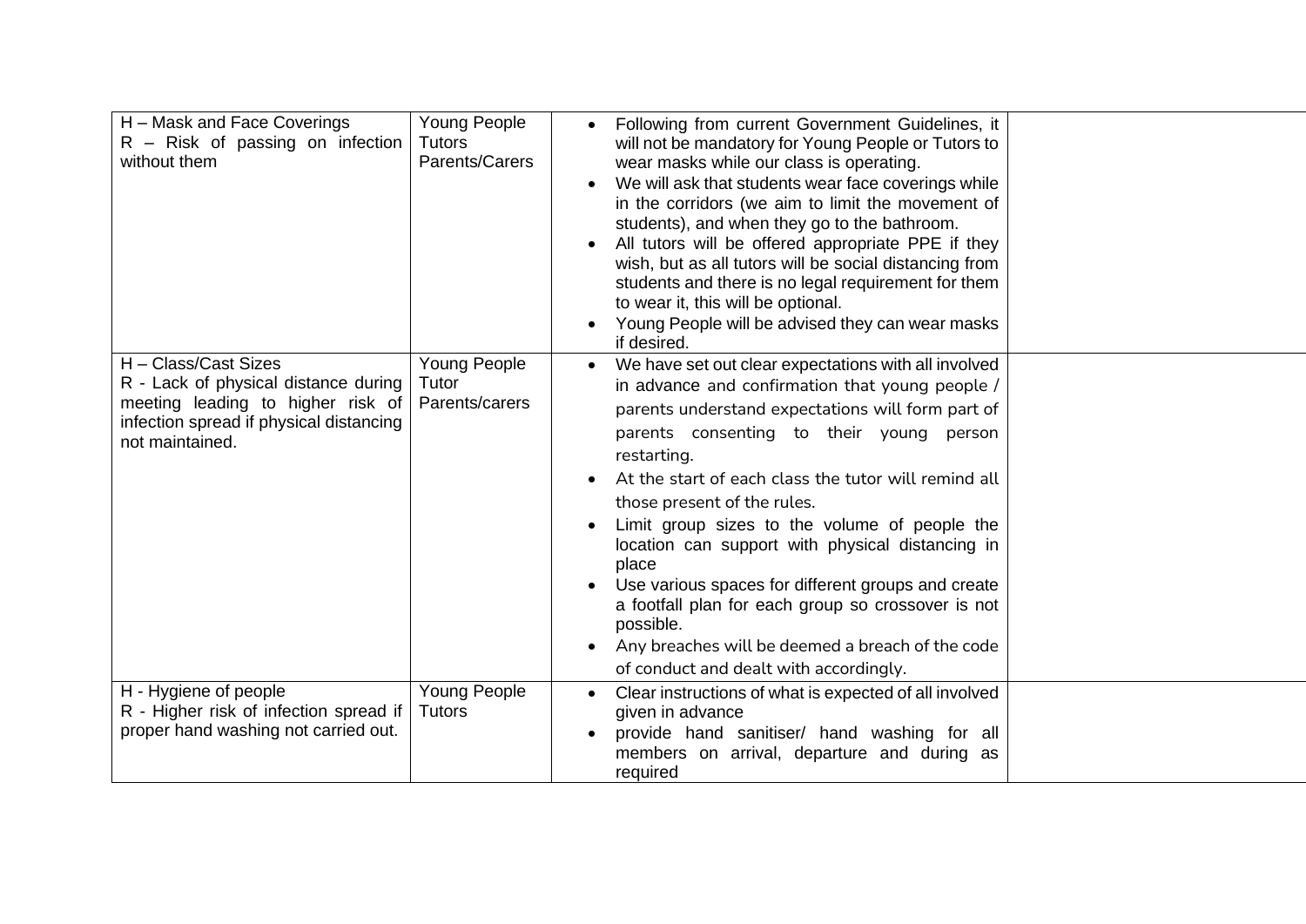| | | | |
|---|---|---|---|
| H – Mask and Face Coverings<br>R – Risk of passing on infection without them | Young People<br>Tutors<br>Parents/Carers | • Following from current Government Guidelines, it will not be mandatory for Young People or Tutors to wear masks while our class is operating.<br>• We will ask that students wear face coverings while in the corridors (we aim to limit the movement of students), and when they go to the bathroom.<br>• All tutors will be offered appropriate PPE if they wish, but as all tutors will be social distancing from students and there is no legal requirement for them to wear it, this will be optional.<br>• Young People will be advised they can wear masks if desired. | |
| H – Class/Cast Sizes<br>R - Lack of physical distance during meeting leading to higher risk of infection spread if physical distancing not maintained. | Young People<br>Tutor<br>Parents/carers | • We have set out clear expectations with all involved in advance and confirmation that young people / parents understand expectations will form part of parents consenting to their young person restarting.<br>• At the start of each class the tutor will remind all those present of the rules.<br>• Limit group sizes to the volume of people the location can support with physical distancing in place<br>• Use various spaces for different groups and create a footfall plan for each group so crossover is not possible.<br>• Any breaches will be deemed a breach of the code of conduct and dealt with accordingly. | |
| H - Hygiene of people<br>R - Higher risk of infection spread if proper hand washing not carried out. | Young People<br>Tutors | • Clear instructions of what is expected of all involved given in advance<br>• provide hand sanitiser/ hand washing for all members on arrival, departure and during as required | |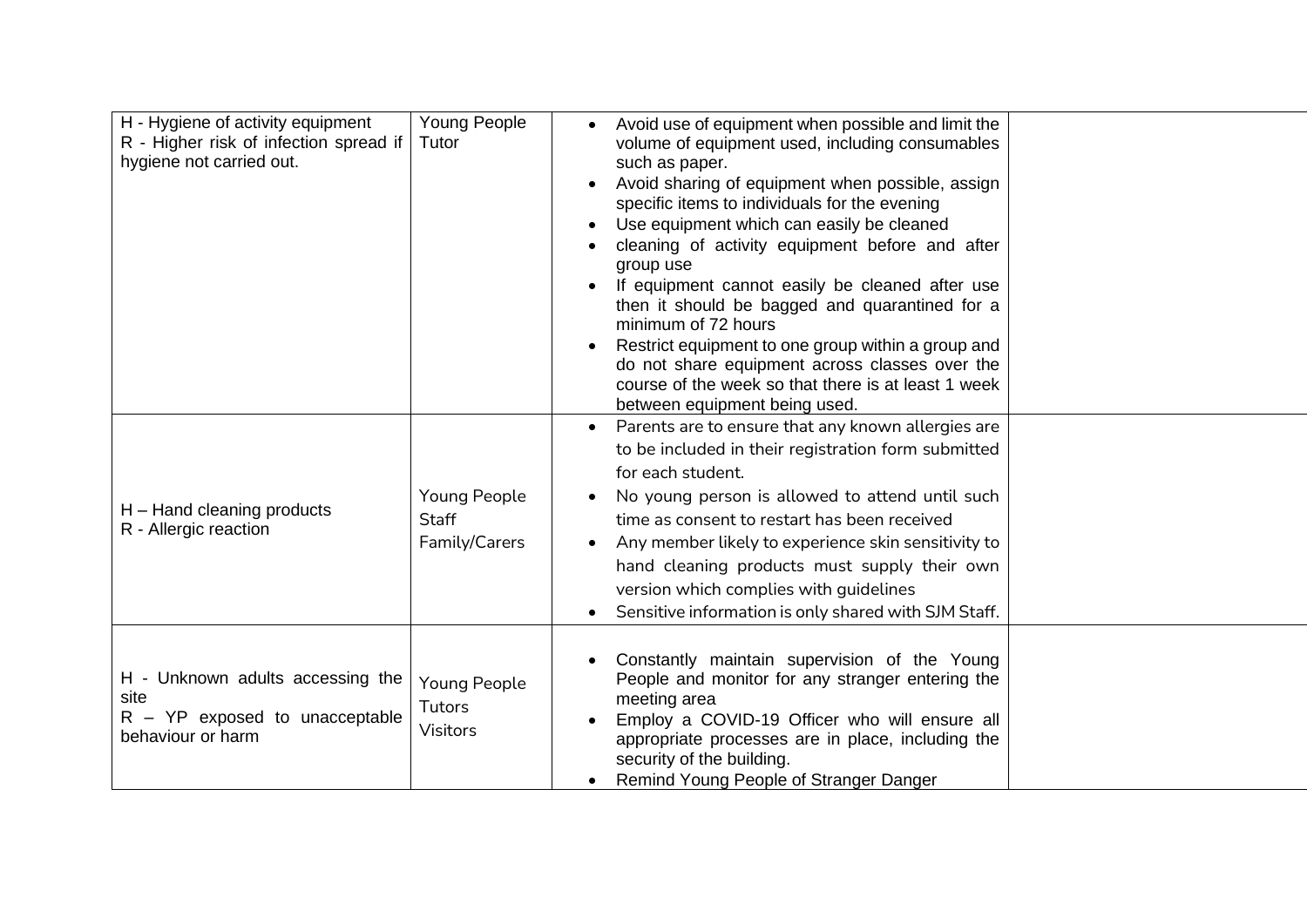| | | | |
|---|---|---|---|
| H - Hygiene of activity equipment<br>R - Higher risk of infection spread if hygiene not carried out. | Young People<br>Tutor | • Avoid use of equipment when possible and limit the volume of equipment used, including consumables such as paper.<br>• Avoid sharing of equipment when possible, assign specific items to individuals for the evening<br>• Use equipment which can easily be cleaned<br>• cleaning of activity equipment before and after group use<br>• If equipment cannot easily be cleaned after use then it should be bagged and quarantined for a minimum of 72 hours<br>• Restrict equipment to one group within a group and do not share equipment across classes over the course of the week so that there is at least 1 week between equipment being used. | |
| H – Hand cleaning products<br>R - Allergic reaction | Young People<br>Staff<br>Family/Carers | • Parents are to ensure that any known allergies are to be included in their registration form submitted for each student.<br>• No young person is allowed to attend until such time as consent to restart has been received<br>• Any member likely to experience skin sensitivity to hand cleaning products must supply their own version which complies with guidelines<br>• Sensitive information is only shared with SJM Staff. | |
| H - Unknown adults accessing the site<br>R – YP exposed to unacceptable behaviour or harm | Young People<br>Tutors<br>Visitors | • Constantly maintain supervision of the Young People and monitor for any stranger entering the meeting area<br>• Employ a COVID-19 Officer who will ensure all appropriate processes are in place, including the security of the building.<br>• Remind Young People of Stranger Danger | |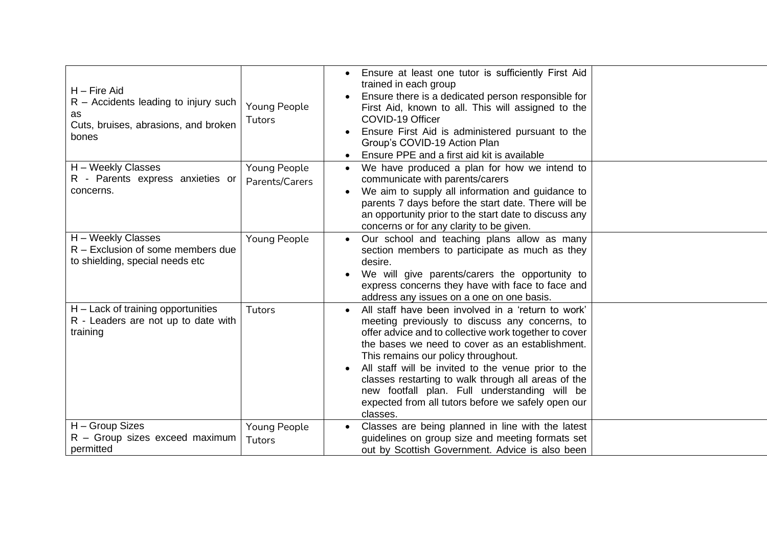| | | | |
|---|---|---|---|
| H – Fire Aid<br>R – Accidents leading to injury such as<br>Cuts, bruises, abrasions, and broken bones | Young People<br>Tutors | • Ensure at least one tutor is sufficiently First Aid trained in each group<br>• Ensure there is a dedicated person responsible for First Aid, known to all. This will assigned to the COVID-19 Officer<br>• Ensure First Aid is administered pursuant to the Group's COVID-19 Action Plan<br>• Ensure PPE and a first aid kit is available | |
| H – Weekly Classes<br>R - Parents express anxieties or concerns. | Young People<br>Parents/Carers | • We have produced a plan for how we intend to communicate with parents/carers<br>• We aim to supply all information and guidance to parents 7 days before the start date. There will be an opportunity prior to the start date to discuss any concerns or for any clarity to be given. | |
| H – Weekly Classes<br>R – Exclusion of some members due to shielding, special needs etc | Young People | • Our school and teaching plans allow as many section members to participate as much as they desire.<br>• We will give parents/carers the opportunity to express concerns they have with face to face and address any issues on a one on one basis. | |
| H – Lack of training opportunities<br>R - Leaders are not up to date with training | Tutors | • All staff have been involved in a 'return to work' meeting previously to discuss any concerns, to offer advice and to collective work together to cover the bases we need to cover as an establishment. This remains our policy throughout.<br>• All staff will be invited to the venue prior to the classes restarting to walk through all areas of the new footfall plan. Full understanding will be expected from all tutors before we safely open our classes. | |
| H – Group Sizes<br>R – Group sizes exceed maximum permitted | Young People<br>Tutors | • Classes are being planned in line with the latest guidelines on group size and meeting formats set out by Scottish Government. Advice is also been | |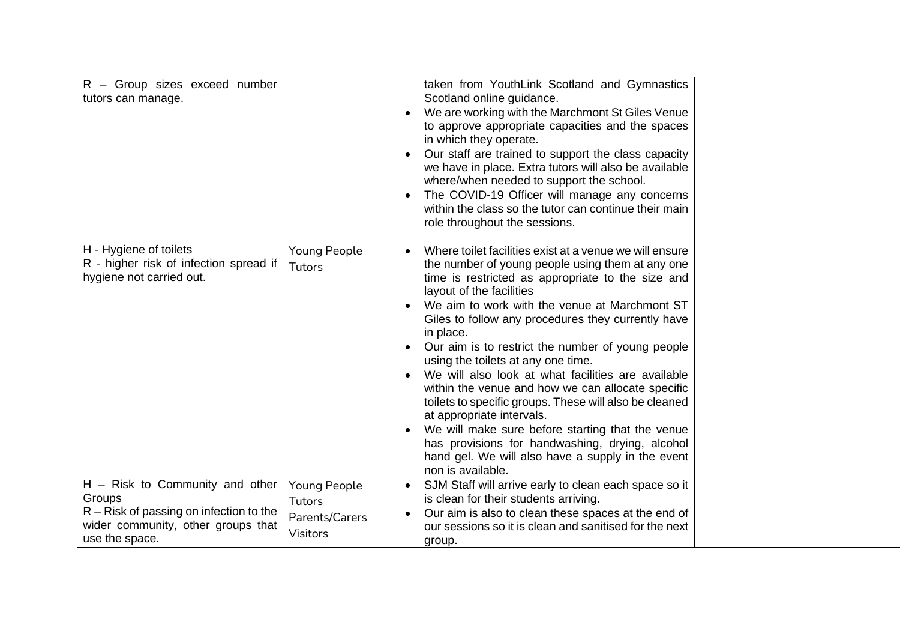| | | | |
|---|---|---|---|
| R – Group sizes exceed number tutors can manage. | | taken from YouthLink Scotland and Gymnastics Scotland online guidance.<br>• We are working with the Marchmont St Giles Venue to approve appropriate capacities and the spaces in which they operate.<br>• Our staff are trained to support the class capacity we have in place. Extra tutors will also be available where/when needed to support the school.<br>• The COVID-19 Officer will manage any concerns within the class so the tutor can continue their main role throughout the sessions. | |
| H - Hygiene of toilets<br>R - higher risk of infection spread if hygiene not carried out. | Young People<br>Tutors | • Where toilet facilities exist at a venue we will ensure the number of young people using them at any one time is restricted as appropriate to the size and layout of the facilities<br>• We aim to work with the venue at Marchmont ST Giles to follow any procedures they currently have in place.<br>• Our aim is to restrict the number of young people using the toilets at any one time.<br>• We will also look at what facilities are available within the venue and how we can allocate specific toilets to specific groups. These will also be cleaned at appropriate intervals.<br>• We will make sure before starting that the venue has provisions for handwashing, drying, alcohol hand gel. We will also have a supply in the event non is available. | |
| H – Risk to Community and other Groups<br>R – Risk of passing on infection to the wider community, other groups that use the space. | Young People<br>Tutors<br>Parents/Carers<br>Visitors | • SJM Staff will arrive early to clean each space so it is clean for their students arriving.<br>• Our aim is also to clean these spaces at the end of our sessions so it is clean and sanitised for the next group. | |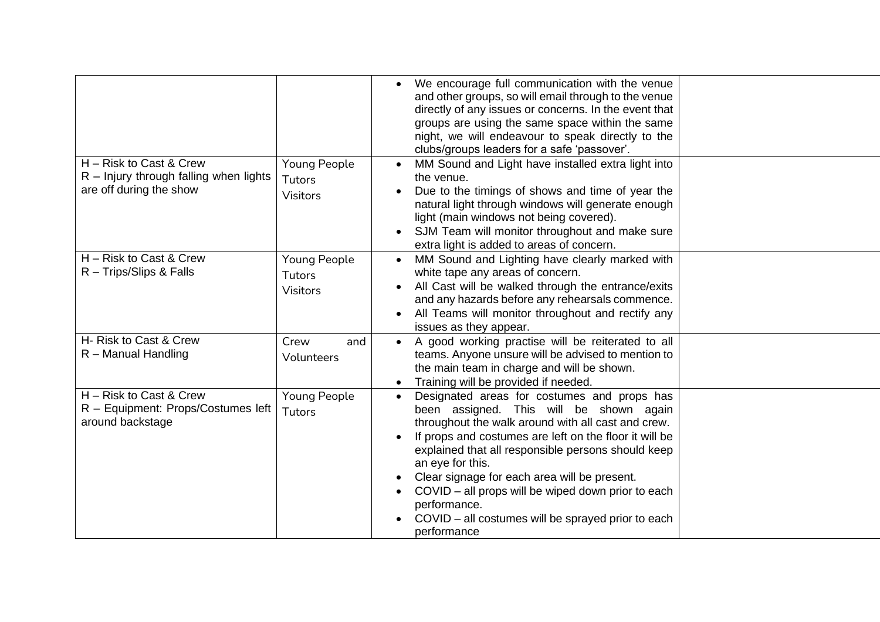|  |  |  |  |
|---|---|---|---|
|  |  | • We encourage full communication with the venue and other groups, so will email through to the venue directly of any issues or concerns. In the event that groups are using the same space within the same night, we will endeavour to speak directly to the clubs/groups leaders for a safe 'passover'. |  |
| H – Risk to Cast & Crew<br>R – Injury through falling when lights are off during the show | Young People<br>Tutors<br>Visitors | • MM Sound and Light have installed extra light into the venue.<br>• Due to the timings of shows and time of year the natural light through windows will generate enough light (main windows not being covered).<br>• SJM Team will monitor throughout and make sure extra light is added to areas of concern. |  |
| H – Risk to Cast & Crew<br>R – Trips/Slips & Falls | Young People<br>Tutors<br>Visitors | • MM Sound and Lighting have clearly marked with white tape any areas of concern.<br>• All Cast will be walked through the entrance/exits and any hazards before any rehearsals commence.<br>• All Teams will monitor throughout and rectify any issues as they appear. |  |
| H- Risk to Cast & Crew<br>R – Manual Handling | Crew and Volunteers | • A good working practise will be reiterated to all teams. Anyone unsure will be advised to mention to the main team in charge and will be shown.<br>• Training will be provided if needed. |  |
| H – Risk to Cast & Crew<br>R – Equipment: Props/Costumes left around backstage | Young People<br>Tutors | • Designated areas for costumes and props has been assigned. This will be shown again throughout the walk around with all cast and crew.<br>• If props and costumes are left on the floor it will be explained that all responsible persons should keep an eye for this.<br>• Clear signage for each area will be present.<br>• COVID – all props will be wiped down prior to each performance.<br>• COVID – all costumes will be sprayed prior to each performance |  |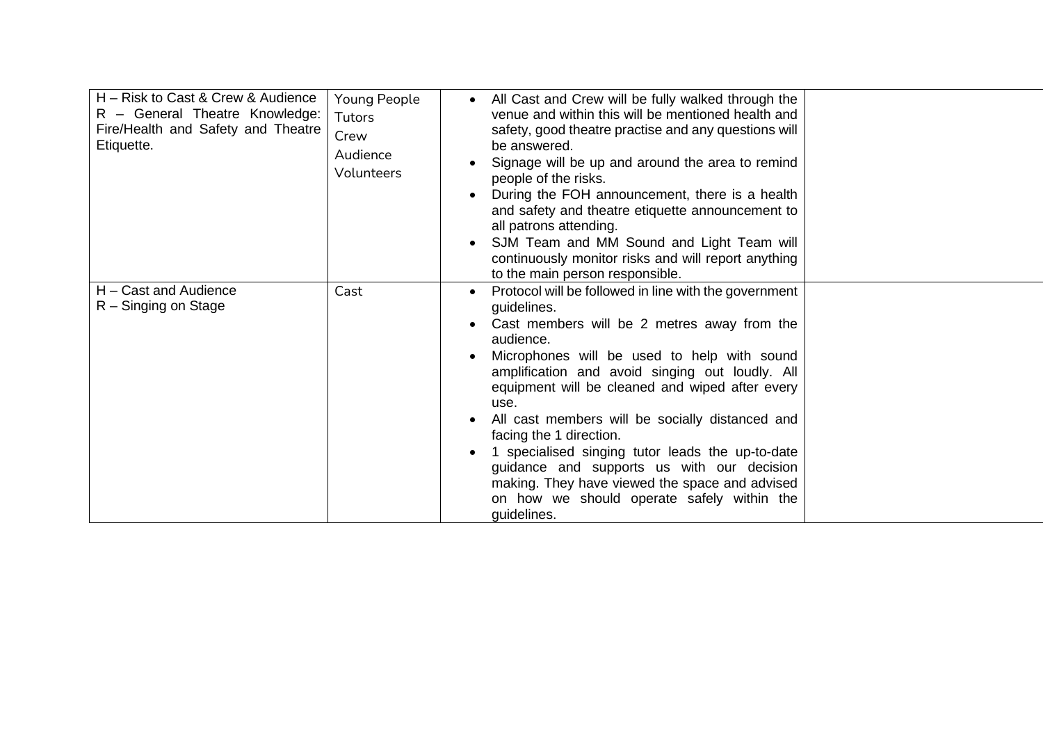| | | | |
|---|---|---|---|
| H – Risk to Cast & Crew & Audience<br>R – General Theatre Knowledge: Fire/Health and Safety and Theatre Etiquette. | Young People<br>Tutors<br>Crew<br>Audience<br>Volunteers | • All Cast and Crew will be fully walked through the venue and within this will be mentioned health and safety, good theatre practise and any questions will be answered.<br>• Signage will be up and around the area to remind people of the risks.<br>• During the FOH announcement, there is a health and safety and theatre etiquette announcement to all patrons attending.<br>• SJM Team and MM Sound and Light Team will continuously monitor risks and will report anything to the main person responsible. | |
| H – Cast and Audience<br>R – Singing on Stage | Cast | • Protocol will be followed in line with the government guidelines.<br>• Cast members will be 2 metres away from the audience.<br>• Microphones will be used to help with sound amplification and avoid singing out loudly. All equipment will be cleaned and wiped after every use.<br>• All cast members will be socially distanced and facing the 1 direction.<br>• 1 specialised singing tutor leads the up-to-date guidance and supports us with our decision making. They have viewed the space and advised on how we should operate safely within the guidelines. | |